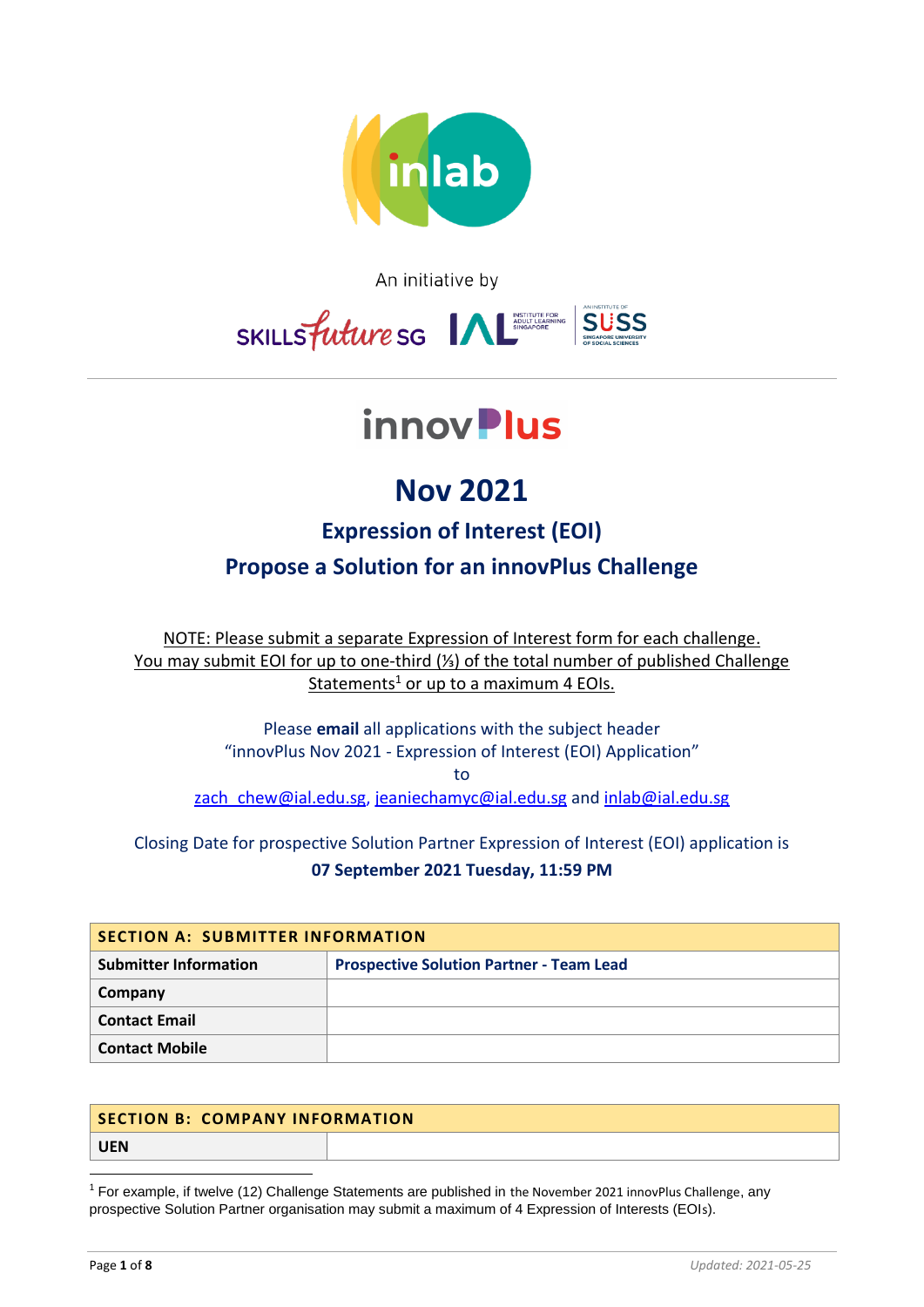inlab

An initiative by

SKILLSfuture SG | IAL Institute for Adult Learning Singapore | An institute of SUSS Singapore University of Social Sciences

innovPlus

# Nov 2021

## Expression of Interest (EOI)

## Propose a Solution for an innovPlus Challenge

NOTE: Please submit a separate Expression of Interest form for each challenge. You may submit EOI for up to one-third (⅓) of the total number of published Challenge Statements[1] or up to a maximum 4 EOIs.

Please **email** all applications with the subject header "innovPlus Nov 2021 - Expression of Interest (EOI) Application" to zach_chew@ial.edu.sg, jeaniechamyc@ial.edu.sg and inlab@ial.edu.sg

Closing Date for prospective Solution Partner Expression of Interest (EOI) application is
**07 September 2021 Tuesday, 11:59 PM**

| SECTION A: SUBMITTER INFORMATION | |
|---|---|
| **Submitter Information** | **Prospective Solution Partner - Team Lead** |
| **Company** | |
| **Contact Email** | |
| **Contact Mobile** | |

| SECTION B: COMPANY INFORMATION | |
|---|---|
| **UEN** | |

[1] For example, if twelve (12) Challenge Statements are published in the November 2021 innovPlus Challenge, any prospective Solution Partner organisation may submit a maximum of 4 Expression of Interests (EOIs).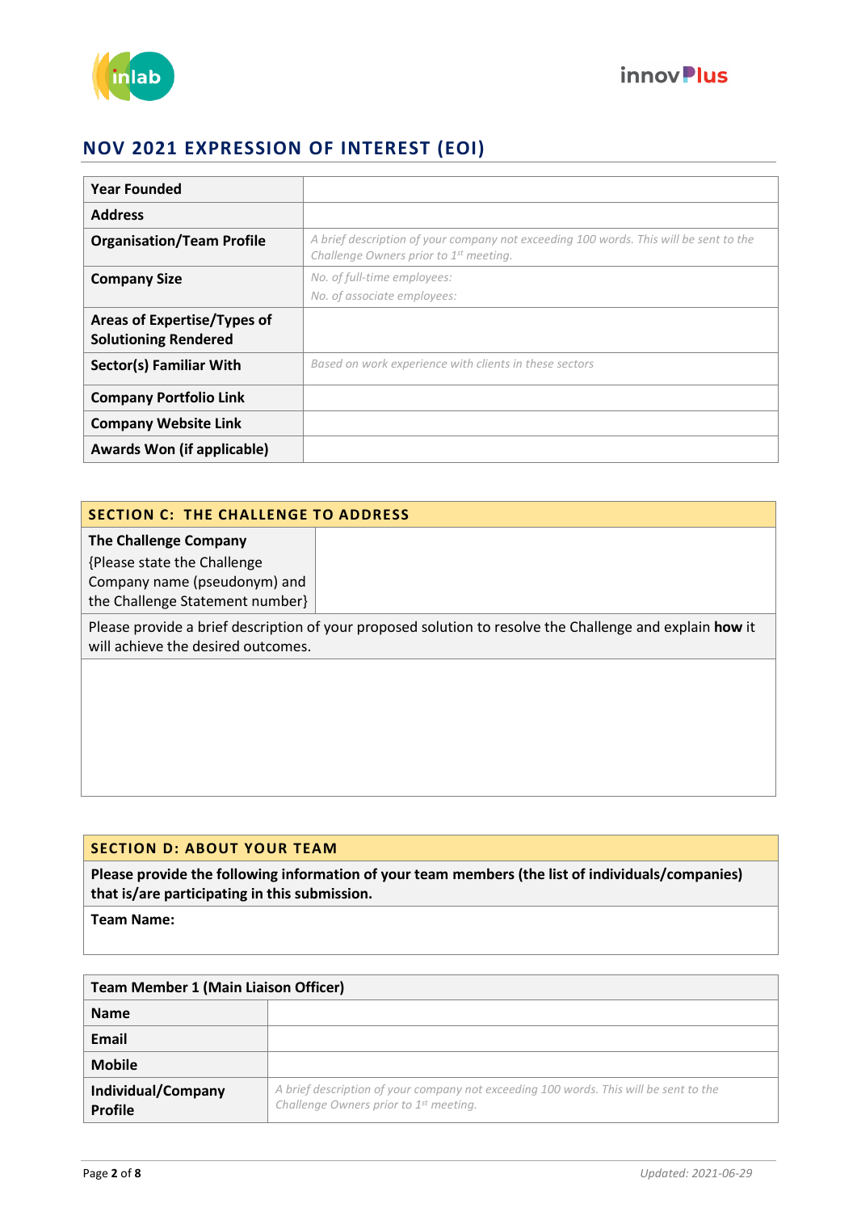## NOV 2021 EXPRESSION OF INTEREST (EOI)

| | |
|---|---|
| **Year Founded** | |
| **Address** | |
| **Organisation/Team Profile** | *A brief description of your company not exceeding 100 words. This will be sent to the Challenge Owners prior to 1st meeting.* |
| **Company Size** | *No. of full-time employees:*<br>*No. of associate employees:* |
| **Areas of Expertise/Types of Solutioning Rendered** | |
| **Sector(s) Familiar With** | *Based on work experience with clients in these sectors* |
| **Company Portfolio Link** | |
| **Company Website Link** | |
| **Awards Won (if applicable)** | |

### SECTION C: THE CHALLENGE TO ADDRESS

| | |
|---|---|
| **The Challenge Company**<br>{Please state the Challenge Company name (pseudonym) and the Challenge Statement number} | |

Please provide a brief description of your proposed solution to resolve the Challenge and explain **how** it will achieve the desired outcomes.

### SECTION D: ABOUT YOUR TEAM

**Please provide the following information of your team members (the list of individuals/companies) that is/are participating in this submission.**

**Team Name:**

| **Team Member 1 (Main Liaison Officer)** | |
|---|---|
| **Name** | |
| **Email** | |
| **Mobile** | |
| **Individual/Company Profile** | *A brief description of your company not exceeding 100 words. This will be sent to the Challenge Owners prior to 1st meeting.* |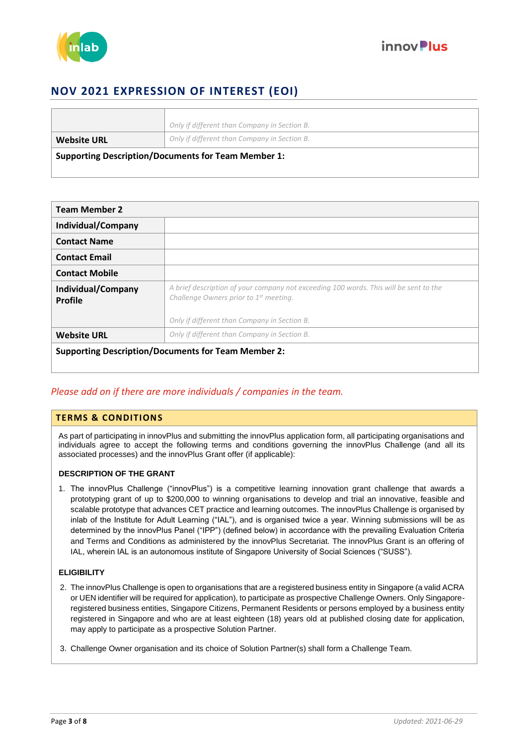## NOV 2021 EXPRESSION OF INTEREST (EOI)

| | |
|---|---|
| | *Only if different than Company in Section B.* |
| **Website URL** | *Only if different than Company in Section B.* |
| **Supporting Description/Documents for Team Member 1:** | |

| **Team Member 2** | |
|---|---|
| **Individual/Company** | |
| **Contact Name** | |
| **Contact Email** | |
| **Contact Mobile** | |
| **Individual/Company Profile** | *A brief description of your company not exceeding 100 words. This will be sent to the Challenge Owners prior to 1st meeting.* *Only if different than Company in Section B.* |
| **Website URL** | *Only if different than Company in Section B.* |
| **Supporting Description/Documents for Team Member 2:** | |

*Please add on if there are more individuals / companies in the team.*

## TERMS & CONDITIONS

As part of participating in innovPlus and submitting the innovPlus application form, all participating organisations and individuals agree to accept the following terms and conditions governing the innovPlus Challenge (and all its associated processes) and the innovPlus Grant offer (if applicable):

### DESCRIPTION OF THE GRANT

1. The innovPlus Challenge ("innovPlus") is a competitive learning innovation grant challenge that awards a prototyping grant of up to $200,000 to winning organisations to develop and trial an innovative, feasible and scalable prototype that advances CET practice and learning outcomes. The innovPlus Challenge is organised by inlab of the Institute for Adult Learning ("IAL"), and is organised twice a year. Winning submissions will be as determined by the innovPlus Panel ("IPP") (defined below) in accordance with the prevailing Evaluation Criteria and Terms and Conditions as administered by the innovPlus Secretariat. The innovPlus Grant is an offering of IAL, wherein IAL is an autonomous institute of Singapore University of Social Sciences ("SUSS").

### ELIGIBILITY

2. The innovPlus Challenge is open to organisations that are a registered business entity in Singapore (a valid ACRA or UEN identifier will be required for application), to participate as prospective Challenge Owners. Only Singapore-registered business entities, Singapore Citizens, Permanent Residents or persons employed by a business entity registered in Singapore and who are at least eighteen (18) years old at published closing date for application, may apply to participate as a prospective Solution Partner.

3. Challenge Owner organisation and its choice of Solution Partner(s) shall form a Challenge Team.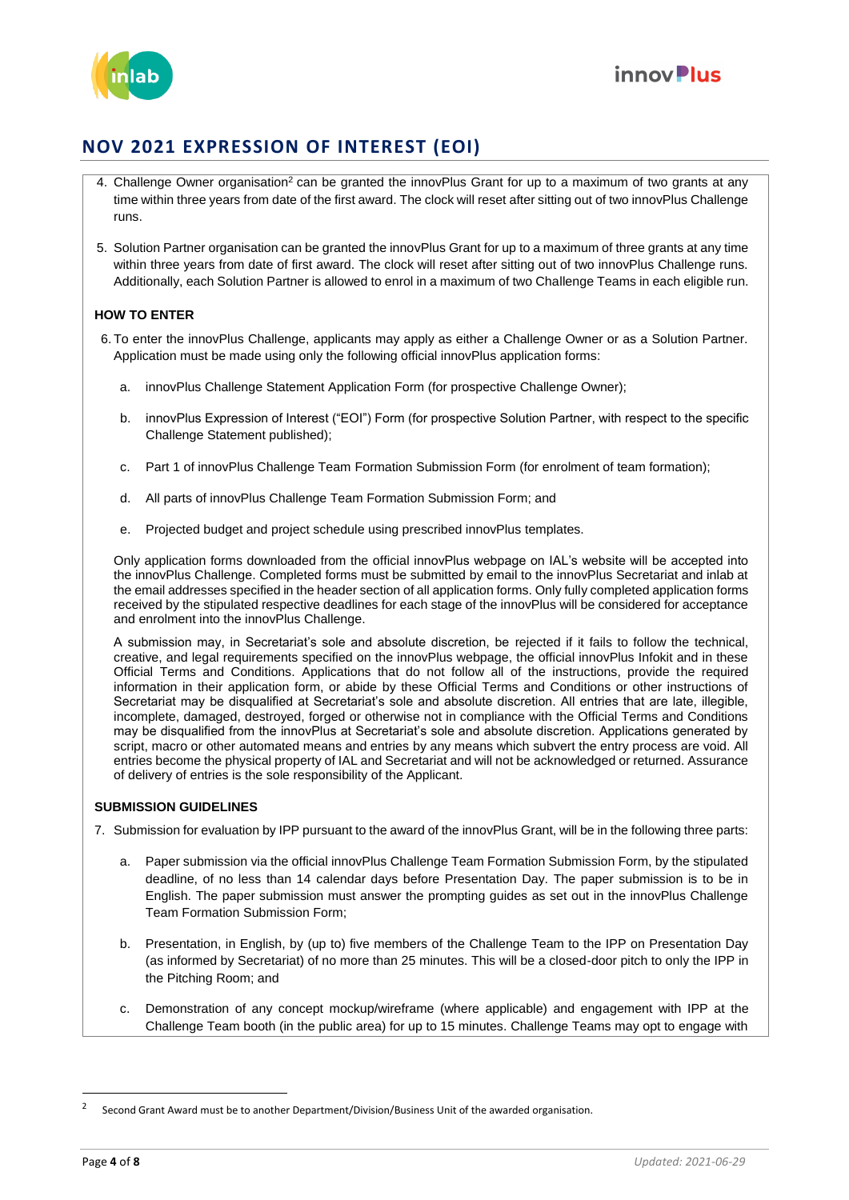## NOV 2021 EXPRESSION OF INTEREST (EOI)

4. Challenge Owner organisation[2] can be granted the innovPlus Grant for up to a maximum of two grants at any time within three years from date of the first award. The clock will reset after sitting out of two innovPlus Challenge runs.

5. Solution Partner organisation can be granted the innovPlus Grant for up to a maximum of three grants at any time within three years from date of first award. The clock will reset after sitting out of two innovPlus Challenge runs. Additionally, each Solution Partner is allowed to enrol in a maximum of two Challenge Teams in each eligible run.

**HOW TO ENTER**

6. To enter the innovPlus Challenge, applicants may apply as either a Challenge Owner or as a Solution Partner. Application must be made using only the following official innovPlus application forms:

   a. innovPlus Challenge Statement Application Form (for prospective Challenge Owner);

   b. innovPlus Expression of Interest ("EOI") Form (for prospective Solution Partner, with respect to the specific Challenge Statement published);

   c. Part 1 of innovPlus Challenge Team Formation Submission Form (for enrolment of team formation);

   d. All parts of innovPlus Challenge Team Formation Submission Form; and

   e. Projected budget and project schedule using prescribed innovPlus templates.

   Only application forms downloaded from the official innovPlus webpage on IAL's website will be accepted into the innovPlus Challenge. Completed forms must be submitted by email to the innovPlus Secretariat and inlab at the email addresses specified in the header section of all application forms. Only fully completed application forms received by the stipulated respective deadlines for each stage of the innovPlus will be considered for acceptance and enrolment into the innovPlus Challenge.

   A submission may, in Secretariat's sole and absolute discretion, be rejected if it fails to follow the technical, creative, and legal requirements specified on the innovPlus webpage, the official innovPlus Infokit and in these Official Terms and Conditions. Applications that do not follow all of the instructions, provide the required information in their application form, or abide by these Official Terms and Conditions or other instructions of Secretariat may be disqualified at Secretariat's sole and absolute discretion. All entries that are late, illegible, incomplete, damaged, destroyed, forged or otherwise not in compliance with the Official Terms and Conditions may be disqualified from the innovPlus at Secretariat's sole and absolute discretion. Applications generated by script, macro or other automated means and entries by any means which subvert the entry process are void. All entries become the physical property of IAL and Secretariat and will not be acknowledged or returned. Assurance of delivery of entries is the sole responsibility of the Applicant.

**SUBMISSION GUIDELINES**

7. Submission for evaluation by IPP pursuant to the award of the innovPlus Grant, will be in the following three parts:

   a. Paper submission via the official innovPlus Challenge Team Formation Submission Form, by the stipulated deadline, of no less than 14 calendar days before Presentation Day. The paper submission is to be in English. The paper submission must answer the prompting guides as set out in the innovPlus Challenge Team Formation Submission Form;

   b. Presentation, in English, by (up to) five members of the Challenge Team to the IPP on Presentation Day (as informed by Secretariat) of no more than 25 minutes. This will be a closed-door pitch to only the IPP in the Pitching Room; and

   c. Demonstration of any concept mockup/wireframe (where applicable) and engagement with IPP at the Challenge Team booth (in the public area) for up to 15 minutes. Challenge Teams may opt to engage with

---

[2] Second Grant Award must be to another Department/Division/Business Unit of the awarded organisation.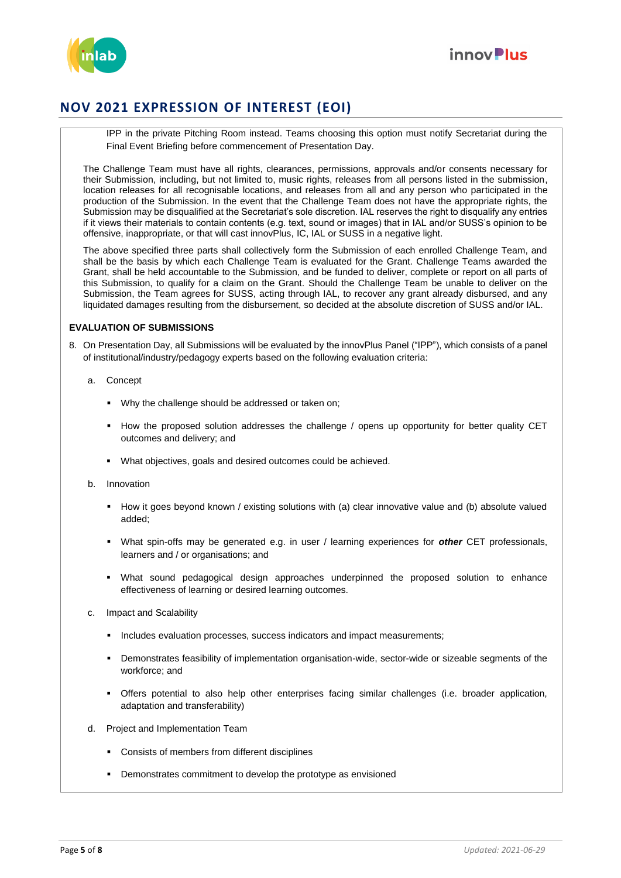## NOV 2021 EXPRESSION OF INTEREST (EOI)

IPP in the private Pitching Room instead. Teams choosing this option must notify Secretariat during the Final Event Briefing before commencement of Presentation Day.

The Challenge Team must have all rights, clearances, permissions, approvals and/or consents necessary for their Submission, including, but not limited to, music rights, releases from all persons listed in the submission, location releases for all recognisable locations, and releases from all and any person who participated in the production of the Submission. In the event that the Challenge Team does not have the appropriate rights, the Submission may be disqualified at the Secretariat's sole discretion. IAL reserves the right to disqualify any entries if it views their materials to contain contents (e.g. text, sound or images) that in IAL and/or SUSS's opinion to be offensive, inappropriate, or that will cast innovPlus, IC, IAL or SUSS in a negative light.

The above specified three parts shall collectively form the Submission of each enrolled Challenge Team, and shall be the basis by which each Challenge Team is evaluated for the Grant. Challenge Teams awarded the Grant, shall be held accountable to the Submission, and be funded to deliver, complete or report on all parts of this Submission, to qualify for a claim on the Grant. Should the Challenge Team be unable to deliver on the Submission, the Team agrees for SUSS, acting through IAL, to recover any grant already disbursed, and any liquidated damages resulting from the disbursement, so decided at the absolute discretion of SUSS and/or IAL.

**EVALUATION OF SUBMISSIONS**

8. On Presentation Day, all Submissions will be evaluated by the innovPlus Panel ("IPP"), which consists of a panel of institutional/industry/pedagogy experts based on the following evaluation criteria:

   a. Concept

      - Why the challenge should be addressed or taken on;
      - How the proposed solution addresses the challenge / opens up opportunity for better quality CET outcomes and delivery; and
      - What objectives, goals and desired outcomes could be achieved.

   b. Innovation

      - How it goes beyond known / existing solutions with (a) clear innovative value and (b) absolute valued added;
      - What spin-offs may be generated e.g. in user / learning experiences for ***other*** CET professionals, learners and / or organisations; and
      - What sound pedagogical design approaches underpinned the proposed solution to enhance effectiveness of learning or desired learning outcomes.

   c. Impact and Scalability

      - Includes evaluation processes, success indicators and impact measurements;
      - Demonstrates feasibility of implementation organisation-wide, sector-wide or sizeable segments of the workforce; and
      - Offers potential to also help other enterprises facing similar challenges (i.e. broader application, adaptation and transferability)

   d. Project and Implementation Team

      - Consists of members from different disciplines
      - Demonstrates commitment to develop the prototype as envisioned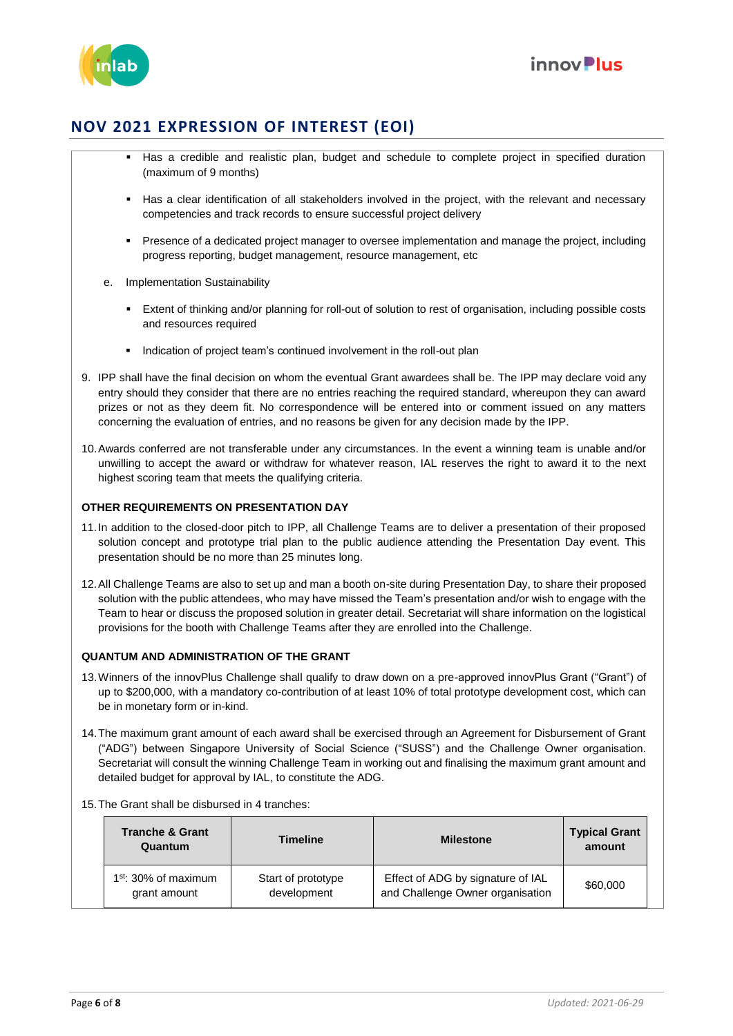## NOV 2021 EXPRESSION OF INTEREST (EOI)

- Has a credible and realistic plan, budget and schedule to complete project in specified duration (maximum of 9 months)
- Has a clear identification of all stakeholders involved in the project, with the relevant and necessary competencies and track records to ensure successful project delivery
- Presence of a dedicated project manager to oversee implementation and manage the project, including progress reporting, budget management, resource management, etc

e. Implementation Sustainability

- Extent of thinking and/or planning for roll-out of solution to rest of organisation, including possible costs and resources required
- Indication of project team's continued involvement in the roll-out plan

9. IPP shall have the final decision on whom the eventual Grant awardees shall be. The IPP may declare void any entry should they consider that there are no entries reaching the required standard, whereupon they can award prizes or not as they deem fit. No correspondence will be entered into or comment issued on any matters concerning the evaluation of entries, and no reasons be given for any decision made by the IPP.

10. Awards conferred are not transferable under any circumstances. In the event a winning team is unable and/or unwilling to accept the award or withdraw for whatever reason, IAL reserves the right to award it to the next highest scoring team that meets the qualifying criteria.

**OTHER REQUIREMENTS ON PRESENTATION DAY**

11. In addition to the closed-door pitch to IPP, all Challenge Teams are to deliver a presentation of their proposed solution concept and prototype trial plan to the public audience attending the Presentation Day event. This presentation should be no more than 25 minutes long.

12. All Challenge Teams are also to set up and man a booth on-site during Presentation Day, to share their proposed solution with the public attendees, who may have missed the Team's presentation and/or wish to engage with the Team to hear or discuss the proposed solution in greater detail. Secretariat will share information on the logistical provisions for the booth with Challenge Teams after they are enrolled into the Challenge.

**QUANTUM AND ADMINISTRATION OF THE GRANT**

13. Winners of the innovPlus Challenge shall qualify to draw down on a pre-approved innovPlus Grant ("Grant") of up to $200,000, with a mandatory co-contribution of at least 10% of total prototype development cost, which can be in monetary form or in-kind.

14. The maximum grant amount of each award shall be exercised through an Agreement for Disbursement of Grant ("ADG") between Singapore University of Social Science ("SUSS") and the Challenge Owner organisation. Secretariat will consult the winning Challenge Team in working out and finalising the maximum grant amount and detailed budget for approval by IAL, to constitute the ADG.

15. The Grant shall be disbursed in 4 tranches:

| Tranche & Grant Quantum | Timeline | Milestone | Typical Grant amount |
|---|---|---|---|
| 1st: 30% of maximum grant amount | Start of prototype development | Effect of ADG by signature of IAL and Challenge Owner organisation | $60,000 |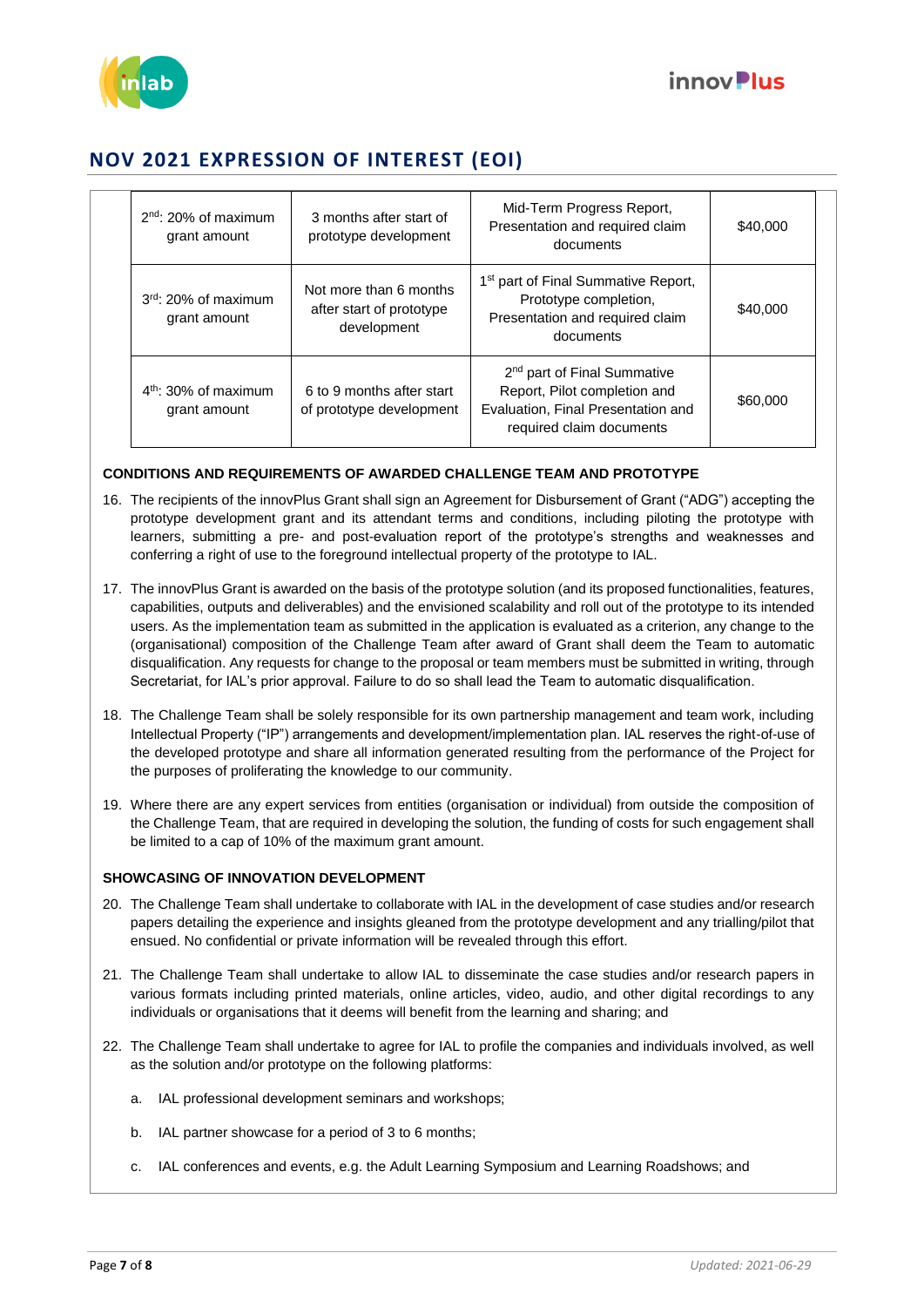## NOV 2021 EXPRESSION OF INTEREST (EOI)

| | | | |
|---|---|---|---|
| 2nd: 20% of maximum grant amount | 3 months after start of prototype development | Mid-Term Progress Report, Presentation and required claim documents | \$40,000 |
| 3rd: 20% of maximum grant amount | Not more than 6 months after start of prototype development | 1st part of Final Summative Report, Prototype completion, Presentation and required claim documents | \$40,000 |
| 4th: 30% of maximum grant amount | 6 to 9 months after start of prototype development | 2nd part of Final Summative Report, Pilot completion and Evaluation, Final Presentation and required claim documents | \$60,000 |

**CONDITIONS AND REQUIREMENTS OF AWARDED CHALLENGE TEAM AND PROTOTYPE**

16. The recipients of the innovPlus Grant shall sign an Agreement for Disbursement of Grant ("ADG") accepting the prototype development grant and its attendant terms and conditions, including piloting the prototype with learners, submitting a pre- and post-evaluation report of the prototype's strengths and weaknesses and conferring a right of use to the foreground intellectual property of the prototype to IAL.

17. The innovPlus Grant is awarded on the basis of the prototype solution (and its proposed functionalities, features, capabilities, outputs and deliverables) and the envisioned scalability and roll out of the prototype to its intended users. As the implementation team as submitted in the application is evaluated as a criterion, any change to the (organisational) composition of the Challenge Team after award of Grant shall deem the Team to automatic disqualification. Any requests for change to the proposal or team members must be submitted in writing, through Secretariat, for IAL's prior approval. Failure to do so shall lead the Team to automatic disqualification.

18. The Challenge Team shall be solely responsible for its own partnership management and team work, including Intellectual Property ("IP") arrangements and development/implementation plan. IAL reserves the right-of-use of the developed prototype and share all information generated resulting from the performance of the Project for the purposes of proliferating the knowledge to our community.

19. Where there are any expert services from entities (organisation or individual) from outside the composition of the Challenge Team, that are required in developing the solution, the funding of costs for such engagement shall be limited to a cap of 10% of the maximum grant amount.

**SHOWCASING OF INNOVATION DEVELOPMENT**

20. The Challenge Team shall undertake to collaborate with IAL in the development of case studies and/or research papers detailing the experience and insights gleaned from the prototype development and any trialling/pilot that ensued. No confidential or private information will be revealed through this effort.

21. The Challenge Team shall undertake to allow IAL to disseminate the case studies and/or research papers in various formats including printed materials, online articles, video, audio, and other digital recordings to any individuals or organisations that it deems will benefit from the learning and sharing; and

22. The Challenge Team shall undertake to agree for IAL to profile the companies and individuals involved, as well as the solution and/or prototype on the following platforms:

    a. IAL professional development seminars and workshops;

    b. IAL partner showcase for a period of 3 to 6 months;

    c. IAL conferences and events, e.g. the Adult Learning Symposium and Learning Roadshows; and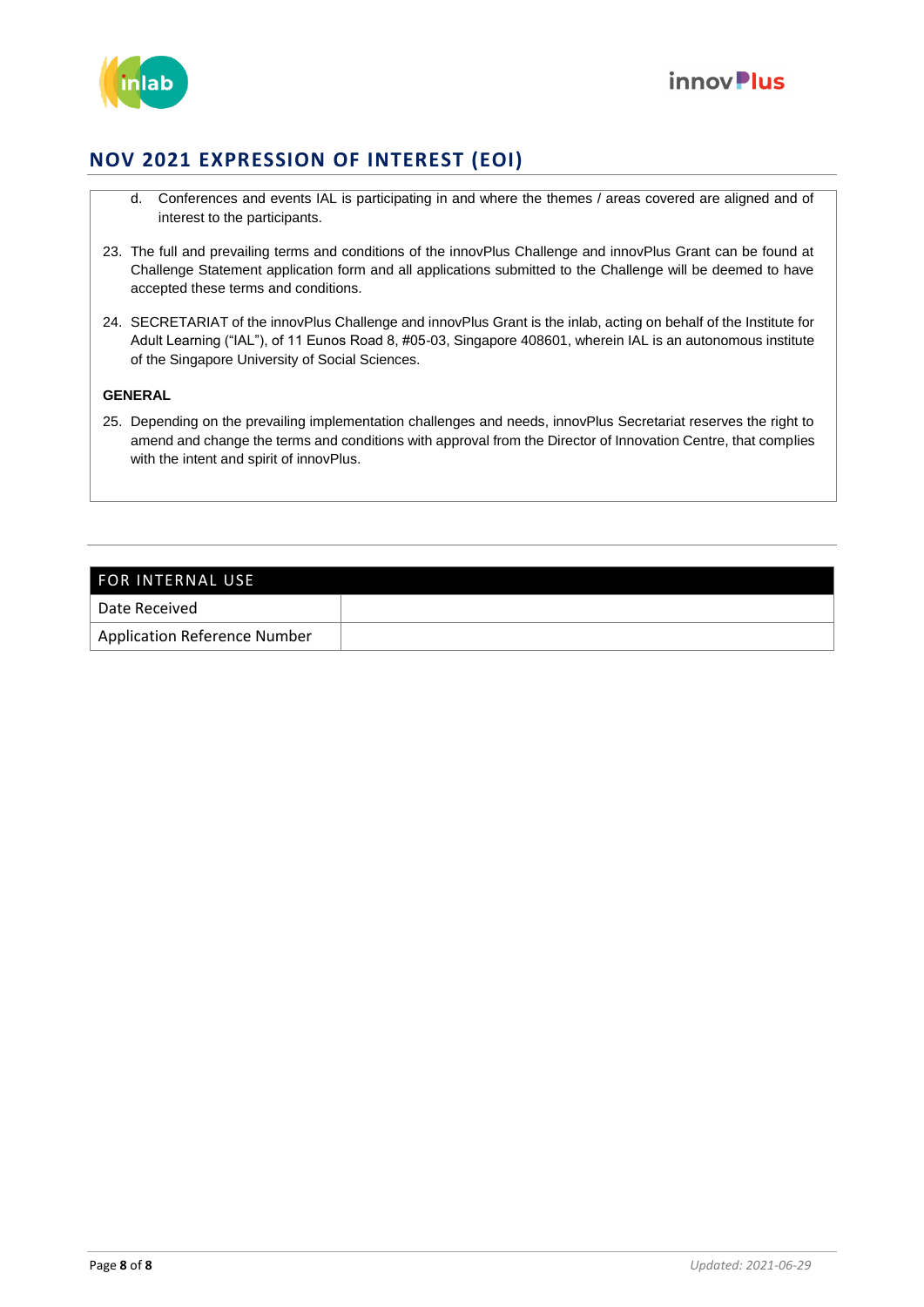d. Conferences and events IAL is participating in and where the themes / areas covered are aligned and of interest to the participants.

23. The full and prevailing terms and conditions of the innovPlus Challenge and innovPlus Grant can be found at Challenge Statement application form and all applications submitted to the Challenge will be deemed to have accepted these terms and conditions.

24. SECRETARIAT of the innovPlus Challenge and innovPlus Grant is the inlab, acting on behalf of the Institute for Adult Learning ("IAL"), of 11 Eunos Road 8, #05-03, Singapore 408601, wherein IAL is an autonomous institute of the Singapore University of Social Sciences.

**GENERAL**

25. Depending on the prevailing implementation challenges and needs, innovPlus Secretariat reserves the right to amend and change the terms and conditions with approval from the Director of Innovation Centre, that complies with the intent and spirit of innovPlus.

| FOR INTERNAL USE | |
|---|---|
| Date Received | |
| Application Reference Number | |